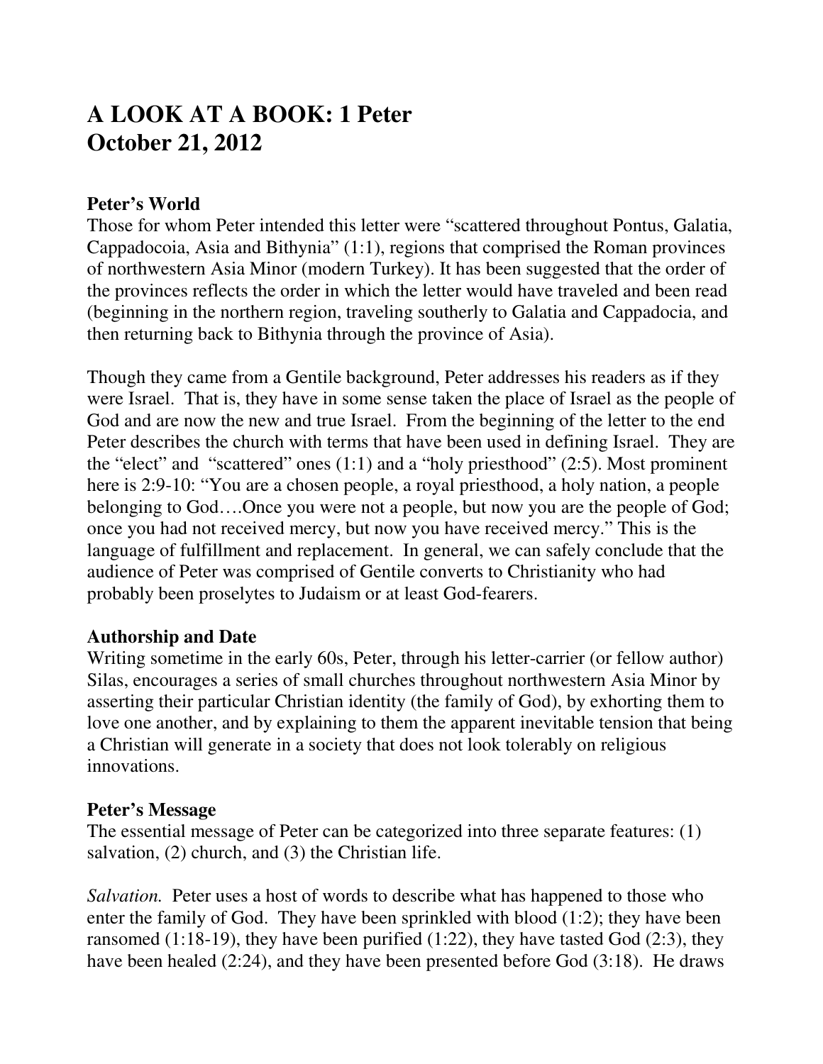# A LOOK AT A BOOK: 1 Peter
# October 21, 2012

### Peter's World

Those for whom Peter intended this letter were "scattered throughout Pontus, Galatia, Cappadocoia, Asia and Bithynia" (1:1), regions that comprised the Roman provinces of northwestern Asia Minor (modern Turkey). It has been suggested that the order of the provinces reflects the order in which the letter would have traveled and been read (beginning in the northern region, traveling southerly to Galatia and Cappadocia, and then returning back to Bithynia through the province of Asia).

Though they came from a Gentile background, Peter addresses his readers as if they were Israel. That is, they have in some sense taken the place of Israel as the people of God and are now the new and true Israel. From the beginning of the letter to the end Peter describes the church with terms that have been used in defining Israel. They are the "elect" and "scattered" ones (1:1) and a "holy priesthood" (2:5). Most prominent here is 2:9-10: "You are a chosen people, a royal priesthood, a holy nation, a people belonging to God….Once you were not a people, but now you are the people of God; once you had not received mercy, but now you have received mercy." This is the language of fulfillment and replacement. In general, we can safely conclude that the audience of Peter was comprised of Gentile converts to Christianity who had probably been proselytes to Judaism or at least God-fearers.

### Authorship and Date

Writing sometime in the early 60s, Peter, through his letter-carrier (or fellow author) Silas, encourages a series of small churches throughout northwestern Asia Minor by asserting their particular Christian identity (the family of God), by exhorting them to love one another, and by explaining to them the apparent inevitable tension that being a Christian will generate in a society that does not look tolerably on religious innovations.

### Peter's Message

The essential message of Peter can be categorized into three separate features: (1) salvation, (2) church, and (3) the Christian life.

*Salvation.* Peter uses a host of words to describe what has happened to those who enter the family of God. They have been sprinkled with blood (1:2); they have been ransomed (1:18-19), they have been purified (1:22), they have tasted God (2:3), they have been healed (2:24), and they have been presented before God (3:18). He draws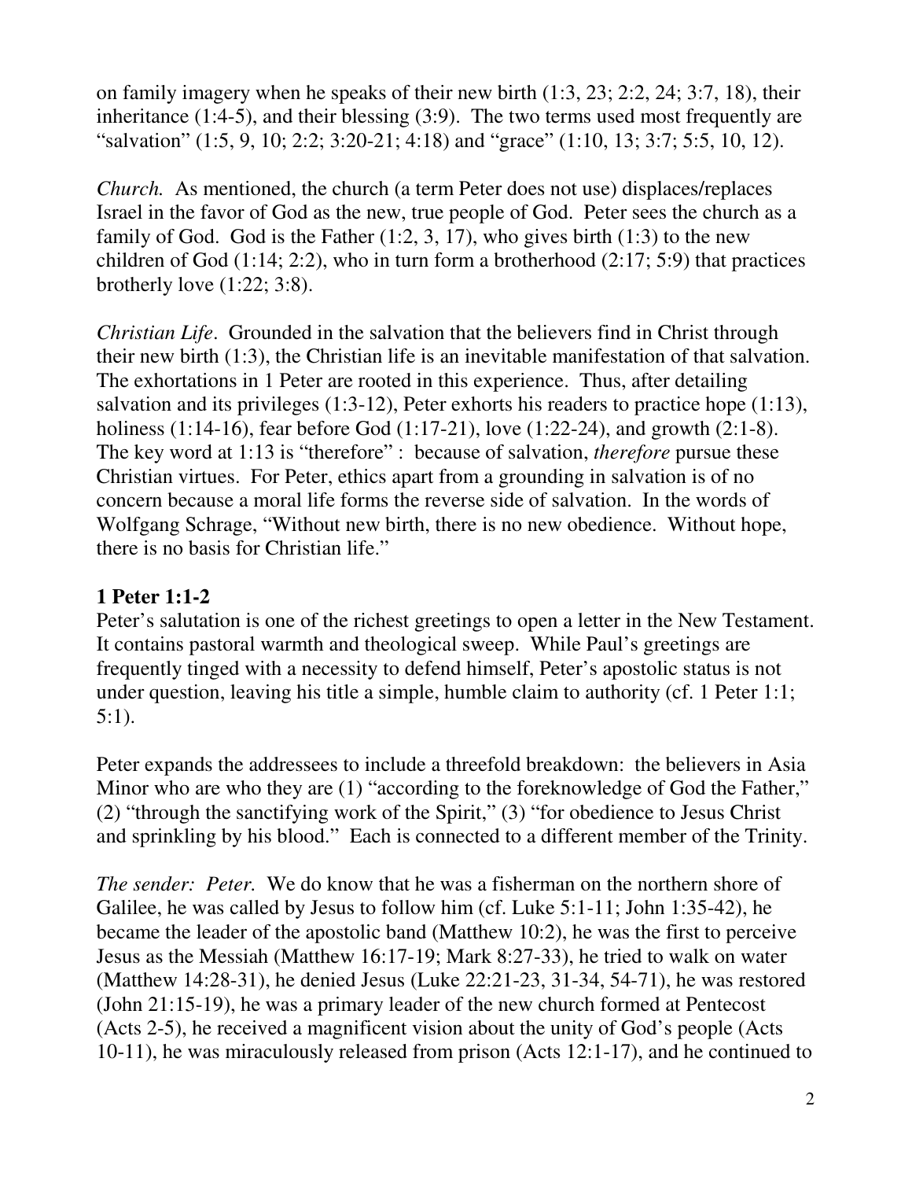on family imagery when he speaks of their new birth (1:3, 23; 2:2, 24; 3:7, 18), their inheritance (1:4-5), and their blessing (3:9). The two terms used most frequently are "salvation" (1:5, 9, 10; 2:2; 3:20-21; 4:18) and "grace" (1:10, 13; 3:7; 5:5, 10, 12).

*Church.* As mentioned, the church (a term Peter does not use) displaces/replaces Israel in the favor of God as the new, true people of God. Peter sees the church as a family of God. God is the Father (1:2, 3, 17), who gives birth (1:3) to the new children of God (1:14; 2:2), who in turn form a brotherhood (2:17; 5:9) that practices brotherly love (1:22; 3:8).

*Christian Life*. Grounded in the salvation that the believers find in Christ through their new birth (1:3), the Christian life is an inevitable manifestation of that salvation. The exhortations in 1 Peter are rooted in this experience. Thus, after detailing salvation and its privileges (1:3-12), Peter exhorts his readers to practice hope (1:13), holiness (1:14-16), fear before God (1:17-21), love (1:22-24), and growth (2:1-8). The key word at 1:13 is "therefore" : because of salvation, *therefore* pursue these Christian virtues. For Peter, ethics apart from a grounding in salvation is of no concern because a moral life forms the reverse side of salvation. In the words of Wolfgang Schrage, "Without new birth, there is no new obedience. Without hope, there is no basis for Christian life."

## 1 Peter 1:1-2

Peter's salutation is one of the richest greetings to open a letter in the New Testament. It contains pastoral warmth and theological sweep. While Paul's greetings are frequently tinged with a necessity to defend himself, Peter's apostolic status is not under question, leaving his title a simple, humble claim to authority (cf. 1 Peter 1:1; 5:1).

Peter expands the addressees to include a threefold breakdown: the believers in Asia Minor who are who they are (1) "according to the foreknowledge of God the Father," (2) "through the sanctifying work of the Spirit," (3) "for obedience to Jesus Christ and sprinkling by his blood." Each is connected to a different member of the Trinity.

*The sender: Peter.* We do know that he was a fisherman on the northern shore of Galilee, he was called by Jesus to follow him (cf. Luke 5:1-11; John 1:35-42), he became the leader of the apostolic band (Matthew 10:2), he was the first to perceive Jesus as the Messiah (Matthew 16:17-19; Mark 8:27-33), he tried to walk on water (Matthew 14:28-31), he denied Jesus (Luke 22:21-23, 31-34, 54-71), he was restored (John 21:15-19), he was a primary leader of the new church formed at Pentecost (Acts 2-5), he received a magnificent vision about the unity of God's people (Acts 10-11), he was miraculously released from prison (Acts 12:1-17), and he continued to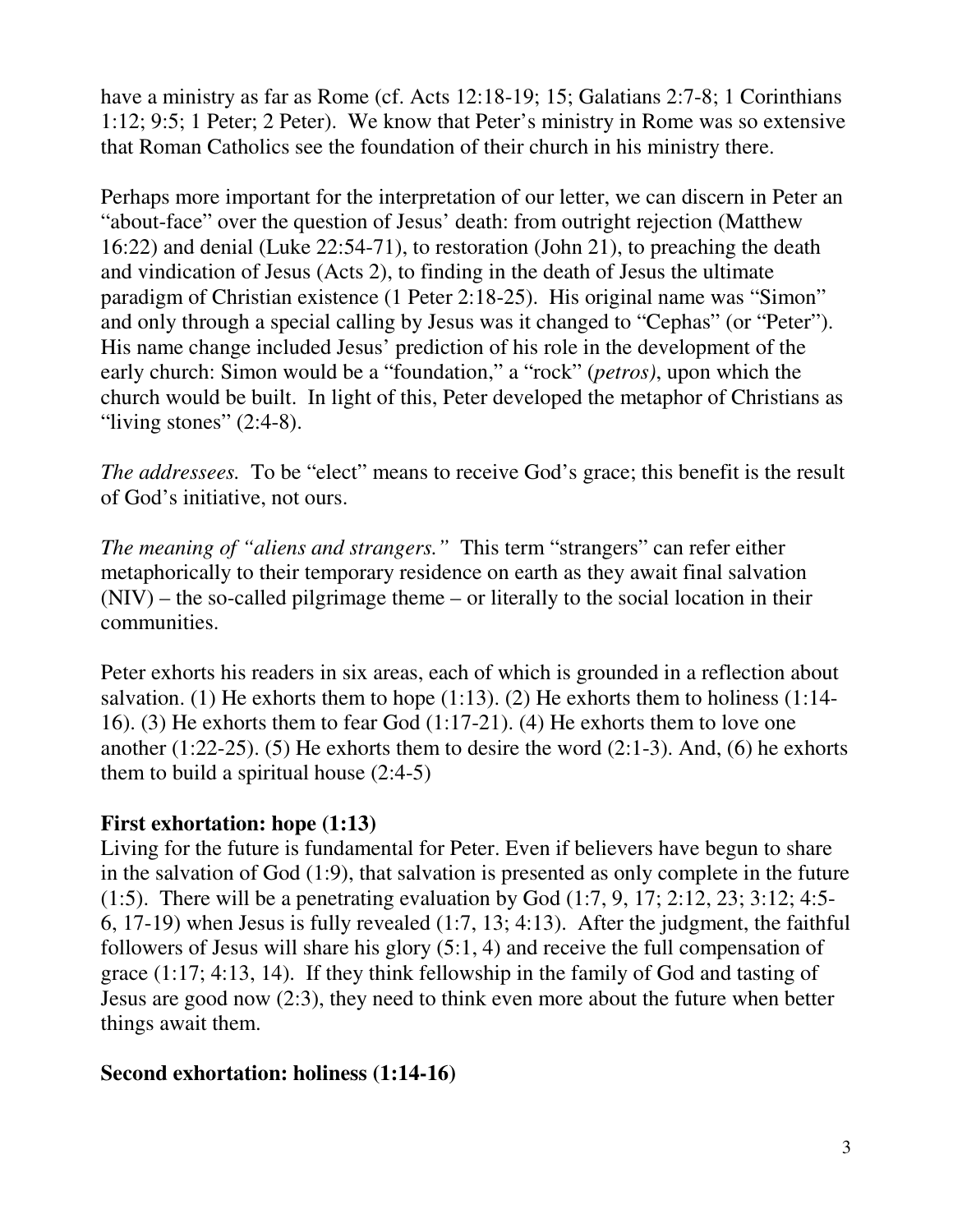have a ministry as far as Rome (cf. Acts 12:18-19; 15; Galatians 2:7-8; 1 Corinthians 1:12; 9:5; 1 Peter; 2 Peter). We know that Peter's ministry in Rome was so extensive that Roman Catholics see the foundation of their church in his ministry there.

Perhaps more important for the interpretation of our letter, we can discern in Peter an "about-face" over the question of Jesus' death: from outright rejection (Matthew 16:22) and denial (Luke 22:54-71), to restoration (John 21), to preaching the death and vindication of Jesus (Acts 2), to finding in the death of Jesus the ultimate paradigm of Christian existence (1 Peter 2:18-25). His original name was "Simon" and only through a special calling by Jesus was it changed to "Cephas" (or "Peter"). His name change included Jesus' prediction of his role in the development of the early church: Simon would be a "foundation," a "rock" (*petros)*, upon which the church would be built. In light of this, Peter developed the metaphor of Christians as "living stones" (2:4-8).

*The addressees.* To be "elect" means to receive God's grace; this benefit is the result of God's initiative, not ours.

*The meaning of "aliens and strangers."* This term "strangers" can refer either metaphorically to their temporary residence on earth as they await final salvation (NIV) – the so-called pilgrimage theme – or literally to the social location in their communities.

Peter exhorts his readers in six areas, each of which is grounded in a reflection about salvation. (1) He exhorts them to hope (1:13). (2) He exhorts them to holiness (1:14-16). (3) He exhorts them to fear God (1:17-21). (4) He exhorts them to love one another (1:22-25). (5) He exhorts them to desire the word (2:1-3). And, (6) he exhorts them to build a spiritual house (2:4-5)

**First exhortation: hope (1:13)**

Living for the future is fundamental for Peter. Even if believers have begun to share in the salvation of God (1:9), that salvation is presented as only complete in the future (1:5). There will be a penetrating evaluation by God (1:7, 9, 17; 2:12, 23; 3:12; 4:5-6, 17-19) when Jesus is fully revealed (1:7, 13; 4:13). After the judgment, the faithful followers of Jesus will share his glory (5:1, 4) and receive the full compensation of grace (1:17; 4:13, 14). If they think fellowship in the family of God and tasting of Jesus are good now (2:3), they need to think even more about the future when better things await them.

**Second exhortation: holiness (1:14-16)**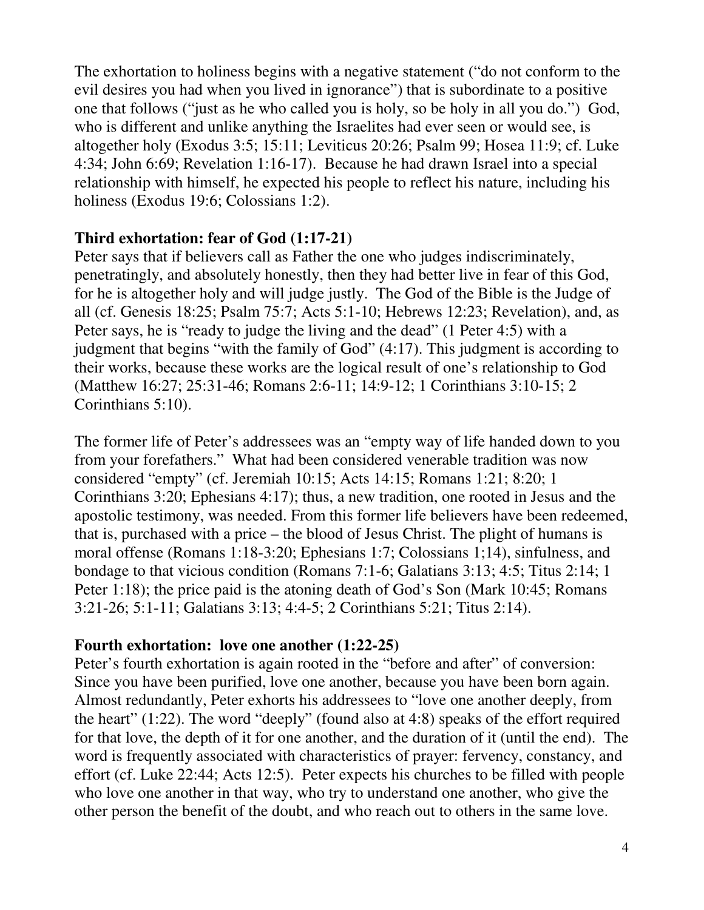The exhortation to holiness begins with a negative statement ("do not conform to the evil desires you had when you lived in ignorance") that is subordinate to a positive one that follows ("just as he who called you is holy, so be holy in all you do.") God, who is different and unlike anything the Israelites had ever seen or would see, is altogether holy (Exodus 3:5; 15:11; Leviticus 20:26; Psalm 99; Hosea 11:9; cf. Luke 4:34; John 6:69; Revelation 1:16-17). Because he had drawn Israel into a special relationship with himself, he expected his people to reflect his nature, including his holiness (Exodus 19:6; Colossians 1:2).

**Third exhortation: fear of God (1:17-21)**

Peter says that if believers call as Father the one who judges indiscriminately, penetratingly, and absolutely honestly, then they had better live in fear of this God, for he is altogether holy and will judge justly. The God of the Bible is the Judge of all (cf. Genesis 18:25; Psalm 75:7; Acts 5:1-10; Hebrews 12:23; Revelation), and, as Peter says, he is "ready to judge the living and the dead" (1 Peter 4:5) with a judgment that begins "with the family of God" (4:17). This judgment is according to their works, because these works are the logical result of one's relationship to God (Matthew 16:27; 25:31-46; Romans 2:6-11; 14:9-12; 1 Corinthians 3:10-15; 2 Corinthians 5:10).

The former life of Peter's addressees was an "empty way of life handed down to you from your forefathers." What had been considered venerable tradition was now considered "empty" (cf. Jeremiah 10:15; Acts 14:15; Romans 1:21; 8:20; 1 Corinthians 3:20; Ephesians 4:17); thus, a new tradition, one rooted in Jesus and the apostolic testimony, was needed. From this former life believers have been redeemed, that is, purchased with a price – the blood of Jesus Christ. The plight of humans is moral offense (Romans 1:18-3:20; Ephesians 1:7; Colossians 1;14), sinfulness, and bondage to that vicious condition (Romans 7:1-6; Galatians 3:13; 4:5; Titus 2:14; 1 Peter 1:18); the price paid is the atoning death of God's Son (Mark 10:45; Romans 3:21-26; 5:1-11; Galatians 3:13; 4:4-5; 2 Corinthians 5:21; Titus 2:14).

**Fourth exhortation: love one another (1:22-25)**

Peter's fourth exhortation is again rooted in the "before and after" of conversion: Since you have been purified, love one another, because you have been born again. Almost redundantly, Peter exhorts his addressees to "love one another deeply, from the heart" (1:22). The word "deeply" (found also at 4:8) speaks of the effort required for that love, the depth of it for one another, and the duration of it (until the end). The word is frequently associated with characteristics of prayer: fervency, constancy, and effort (cf. Luke 22:44; Acts 12:5). Peter expects his churches to be filled with people who love one another in that way, who try to understand one another, who give the other person the benefit of the doubt, and who reach out to others in the same love.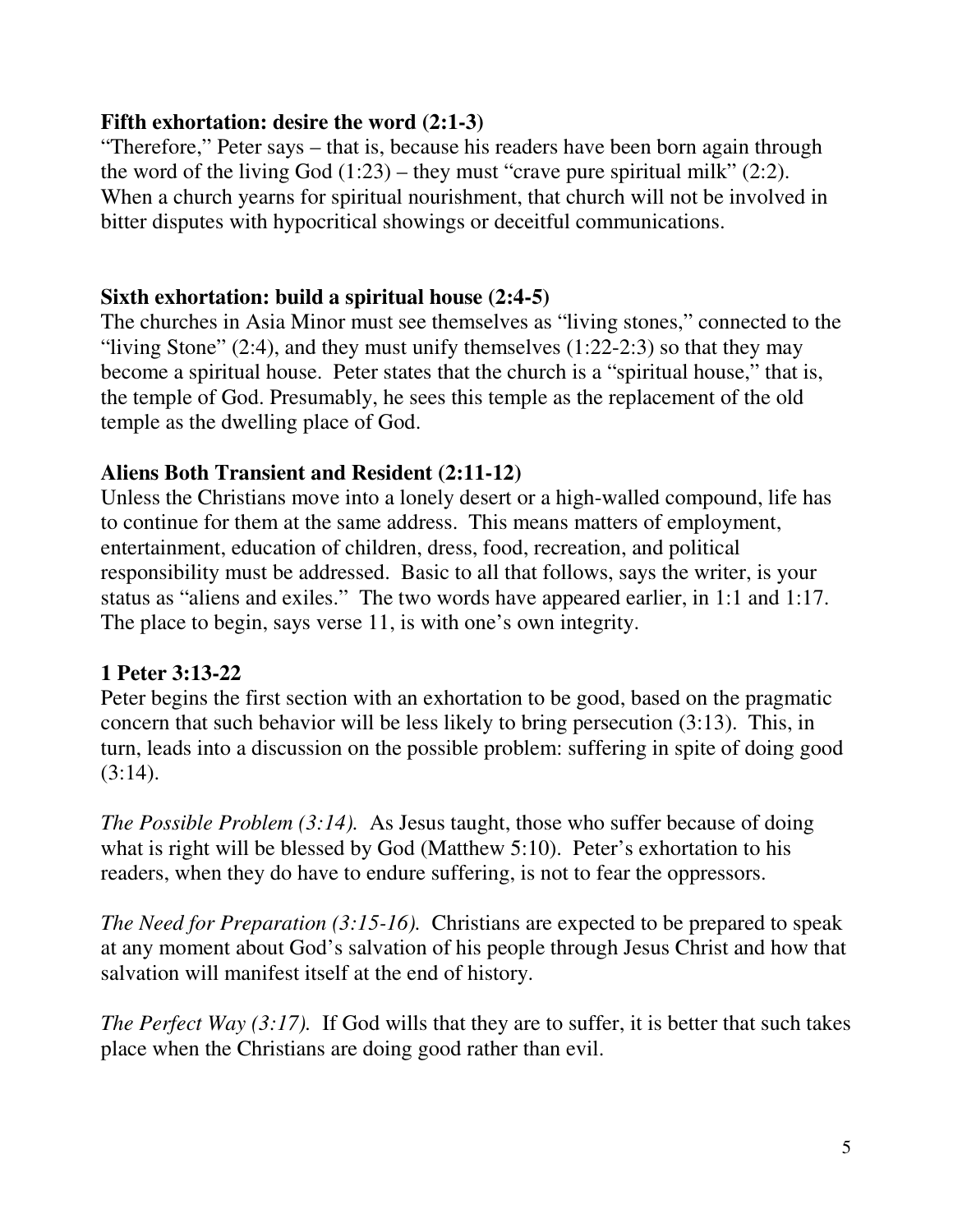**Fifth exhortation: desire the word (2:1-3)**

"Therefore," Peter says – that is, because his readers have been born again through the word of the living God (1:23) – they must "crave pure spiritual milk" (2:2). When a church yearns for spiritual nourishment, that church will not be involved in bitter disputes with hypocritical showings or deceitful communications.

**Sixth exhortation: build a spiritual house (2:4-5)**

The churches in Asia Minor must see themselves as "living stones," connected to the "living Stone" (2:4), and they must unify themselves (1:22-2:3) so that they may become a spiritual house. Peter states that the church is a "spiritual house," that is, the temple of God. Presumably, he sees this temple as the replacement of the old temple as the dwelling place of God.

**Aliens Both Transient and Resident (2:11-12)**

Unless the Christians move into a lonely desert or a high-walled compound, life has to continue for them at the same address. This means matters of employment, entertainment, education of children, dress, food, recreation, and political responsibility must be addressed. Basic to all that follows, says the writer, is your status as "aliens and exiles." The two words have appeared earlier, in 1:1 and 1:17. The place to begin, says verse 11, is with one's own integrity.

**1 Peter 3:13-22**

Peter begins the first section with an exhortation to be good, based on the pragmatic concern that such behavior will be less likely to bring persecution (3:13). This, in turn, leads into a discussion on the possible problem: suffering in spite of doing good (3:14).

*The Possible Problem (3:14).* As Jesus taught, those who suffer because of doing what is right will be blessed by God (Matthew 5:10). Peter's exhortation to his readers, when they do have to endure suffering, is not to fear the oppressors.

*The Need for Preparation (3:15-16).* Christians are expected to be prepared to speak at any moment about God's salvation of his people through Jesus Christ and how that salvation will manifest itself at the end of history.

*The Perfect Way (3:17).* If God wills that they are to suffer, it is better that such takes place when the Christians are doing good rather than evil.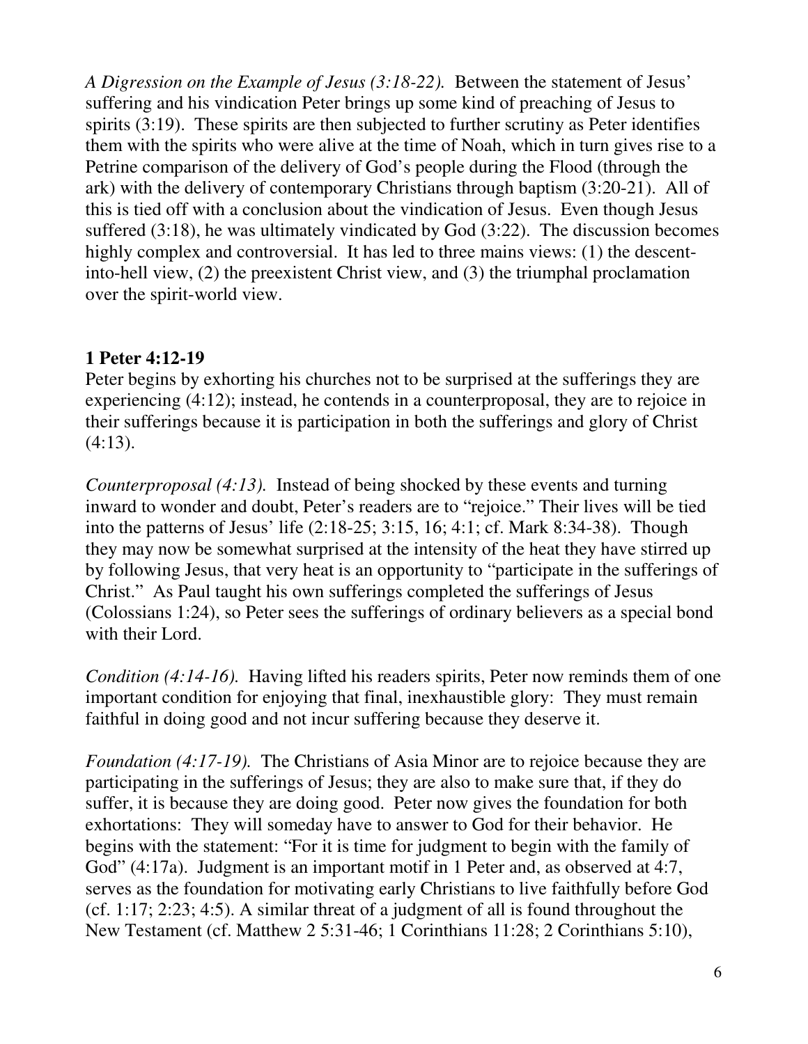*A Digression on the Example of Jesus (3:18-22).* Between the statement of Jesus' suffering and his vindication Peter brings up some kind of preaching of Jesus to spirits (3:19). These spirits are then subjected to further scrutiny as Peter identifies them with the spirits who were alive at the time of Noah, which in turn gives rise to a Petrine comparison of the delivery of God's people during the Flood (through the ark) with the delivery of contemporary Christians through baptism (3:20-21). All of this is tied off with a conclusion about the vindication of Jesus. Even though Jesus suffered (3:18), he was ultimately vindicated by God (3:22). The discussion becomes highly complex and controversial. It has led to three mains views: (1) the descent-into-hell view, (2) the preexistent Christ view, and (3) the triumphal proclamation over the spirit-world view.

**1 Peter 4:12-19**

Peter begins by exhorting his churches not to be surprised at the sufferings they are experiencing (4:12); instead, he contends in a counterproposal, they are to rejoice in their sufferings because it is participation in both the sufferings and glory of Christ (4:13).

*Counterproposal (4:13).* Instead of being shocked by these events and turning inward to wonder and doubt, Peter's readers are to "rejoice." Their lives will be tied into the patterns of Jesus' life (2:18-25; 3:15, 16; 4:1; cf. Mark 8:34-38). Though they may now be somewhat surprised at the intensity of the heat they have stirred up by following Jesus, that very heat is an opportunity to "participate in the sufferings of Christ." As Paul taught his own sufferings completed the sufferings of Jesus (Colossians 1:24), so Peter sees the sufferings of ordinary believers as a special bond with their Lord.

*Condition (4:14-16).* Having lifted his readers spirits, Peter now reminds them of one important condition for enjoying that final, inexhaustible glory: They must remain faithful in doing good and not incur suffering because they deserve it.

*Foundation (4:17-19).* The Christians of Asia Minor are to rejoice because they are participating in the sufferings of Jesus; they are also to make sure that, if they do suffer, it is because they are doing good. Peter now gives the foundation for both exhortations: They will someday have to answer to God for their behavior. He begins with the statement: "For it is time for judgment to begin with the family of God" (4:17a). Judgment is an important motif in 1 Peter and, as observed at 4:7, serves as the foundation for motivating early Christians to live faithfully before God (cf. 1:17; 2:23; 4:5). A similar threat of a judgment of all is found throughout the New Testament (cf. Matthew 2 5:31-46; 1 Corinthians 11:28; 2 Corinthians 5:10),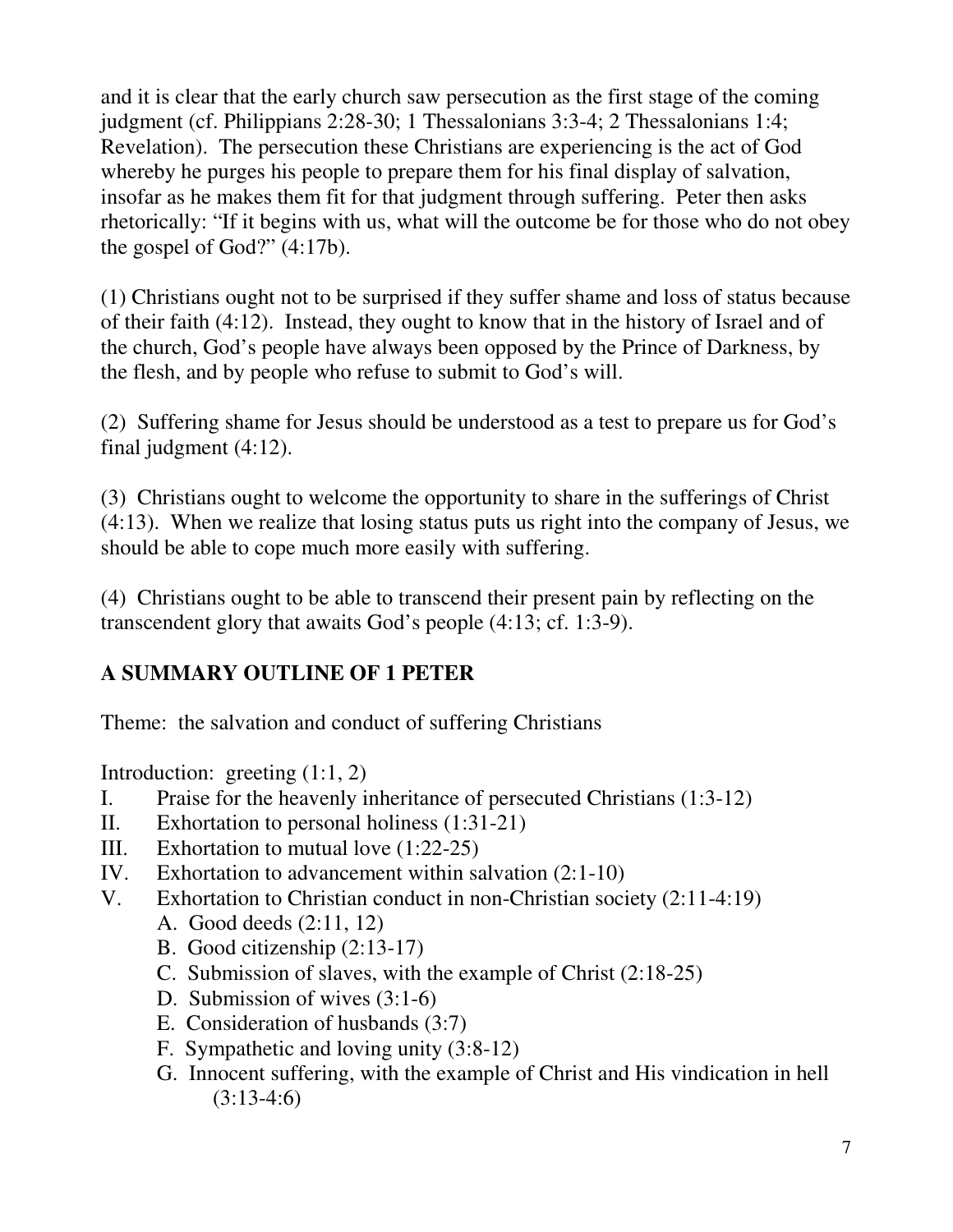and it is clear that the early church saw persecution as the first stage of the coming judgment (cf. Philippians 2:28-30; 1 Thessalonians 3:3-4; 2 Thessalonians 1:4; Revelation). The persecution these Christians are experiencing is the act of God whereby he purges his people to prepare them for his final display of salvation, insofar as he makes them fit for that judgment through suffering. Peter then asks rhetorically: "If it begins with us, what will the outcome be for those who do not obey the gospel of God?" (4:17b).

(1) Christians ought not to be surprised if they suffer shame and loss of status because of their faith (4:12). Instead, they ought to know that in the history of Israel and of the church, God's people have always been opposed by the Prince of Darkness, by the flesh, and by people who refuse to submit to God's will.

(2) Suffering shame for Jesus should be understood as a test to prepare us for God's final judgment (4:12).

(3) Christians ought to welcome the opportunity to share in the sufferings of Christ (4:13). When we realize that losing status puts us right into the company of Jesus, we should be able to cope much more easily with suffering.

(4) Christians ought to be able to transcend their present pain by reflecting on the transcendent glory that awaits God's people (4:13; cf. 1:3-9).

## A SUMMARY OUTLINE OF 1 PETER

Theme: the salvation and conduct of suffering Christians

Introduction: greeting (1:1, 2)

I. Praise for the heavenly inheritance of persecuted Christians (1:3-12)
II. Exhortation to personal holiness (1:31-21)
III. Exhortation to mutual love (1:22-25)
IV. Exhortation to advancement within salvation (2:1-10)
V. Exhortation to Christian conduct in non-Christian society (2:11-4:19)
   - A. Good deeds (2:11, 12)
   - B. Good citizenship (2:13-17)
   - C. Submission of slaves, with the example of Christ (2:18-25)
   - D. Submission of wives (3:1-6)
   - E. Consideration of husbands (3:7)
   - F. Sympathetic and loving unity (3:8-12)
   - G. Innocent suffering, with the example of Christ and His vindication in hell (3:13-4:6)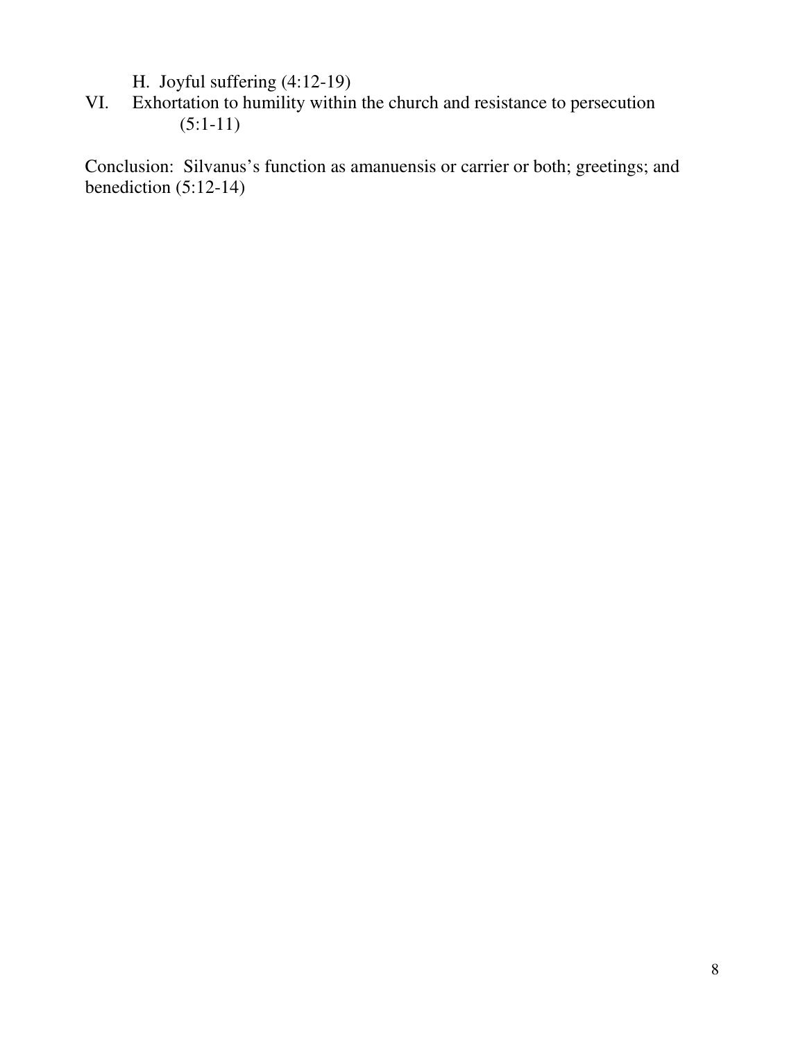H. Joyful suffering (4:12-19)

VI. Exhortation to humility within the church and resistance to persecution (5:1-11)

Conclusion: Silvanus's function as amanuensis or carrier or both; greetings; and benediction (5:12-14)